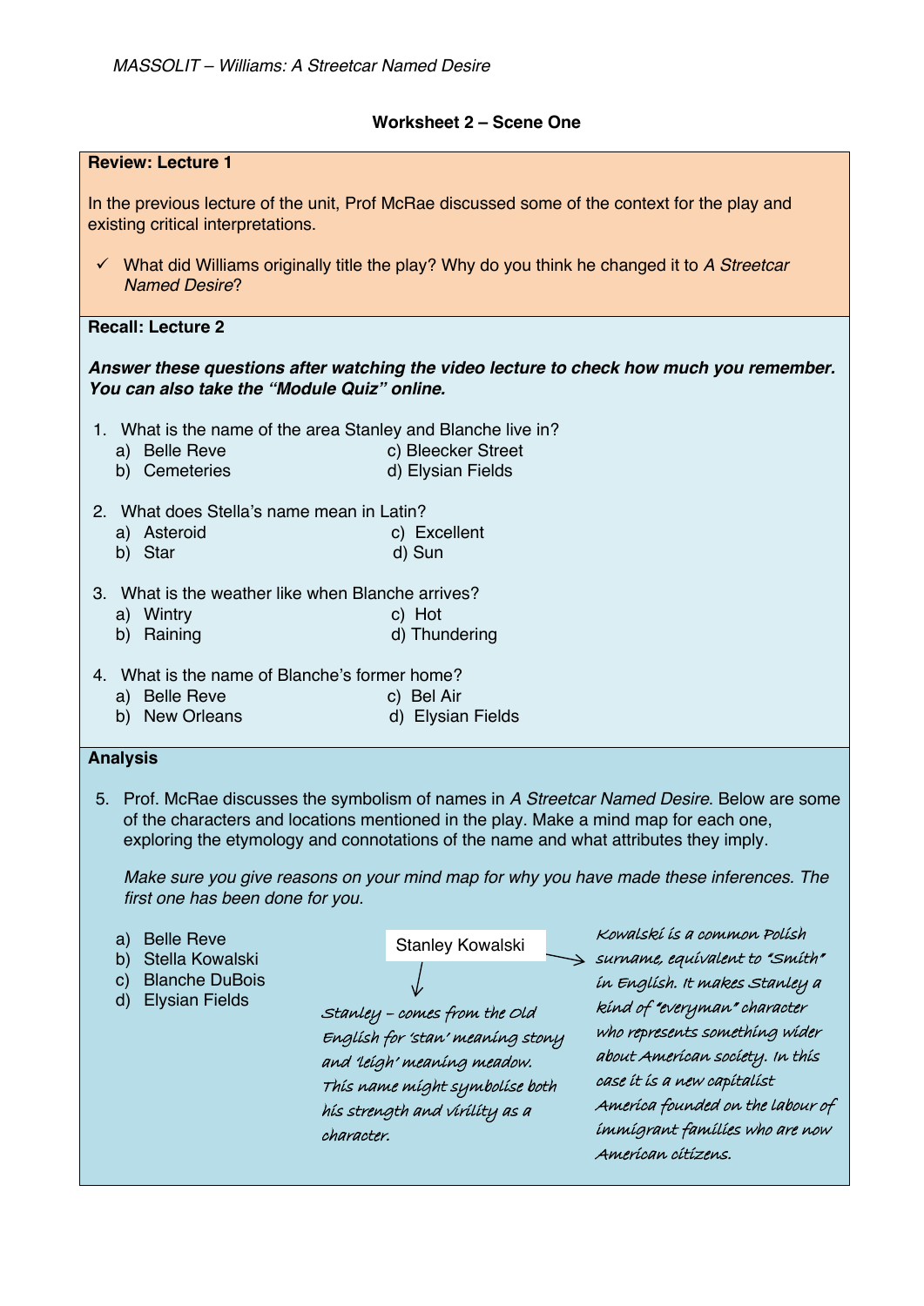*MASSOLIT – Williams: A Streetcar Named Desire*

## Worksheet 2 – Scene One

**Review: Lecture 1**

In the previous lecture of the unit, Prof McRae discussed some of the context for the play and existing critical interpretations.

- ✓ What did Williams originally title the play? Why do you think he changed it to *A Streetcar Named Desire*?

**Recall: Lecture 2**

***Answer these questions after watching the video lecture to check how much you remember. You can also take the "Module Quiz" online.***

1. What is the name of the area Stanley and Blanche live in?
   a) Belle Reve
   b) Cemeteries
   c) Bleecker Street
   d) Elysian Fields

2. What does Stella's name mean in Latin?
   a) Asteroid
   b) Star
   c) Excellent
   d) Sun

3. What is the weather like when Blanche arrives?
   a) Wintry
   b) Raining
   c) Hot
   d) Thundering

4. What is the name of Blanche's former home?
   a) Belle Reve
   b) New Orleans
   c) Bel Air
   d) Elysian Fields

**Analysis**

5. Prof. McRae discusses the symbolism of names in *A Streetcar Named Desire*. Below are some of the characters and locations mentioned in the play. Make a mind map for each one, exploring the etymology and connotations of the name and what attributes they imply.

   *Make sure you give reasons on your mind map for why you have made these inferences. The first one has been done for you.*

   a) Belle Reve
   b) Stella Kowalski
   c) Blanche DuBois
   d) Elysian Fields

**Stanley Kowalski**

- → *Kowalski is a common Polish surname, equivalent to "Smith" in English. It makes Stanley a kind of "everyman" character who represents something wider about American society. In this case it is a new capitalist America founded on the labour of immigrant families who are now American citizens.*
- ↓ *Stanley – comes from the Old English for 'stan' meaning stony and 'leigh' meaning meadow. This name might symbolise both his strength and virility as a character.*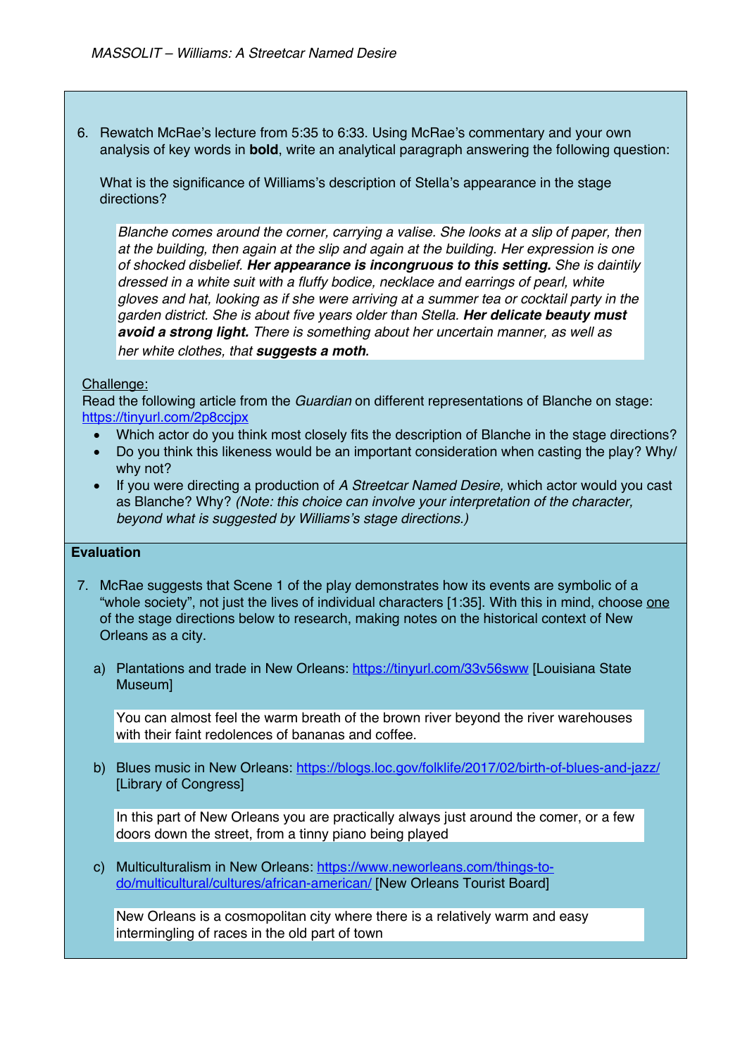6. Rewatch McRae's lecture from 5:35 to 6:33. Using McRae's commentary and your own analysis of key words in **bold**, write an analytical paragraph answering the following question:

   What is the significance of Williams's description of Stella's appearance in the stage directions?

   > *Blanche comes around the corner, carrying a valise. She looks at a slip of paper, then at the building, then again at the slip and again at the building. Her expression is one of shocked disbelief.* ***Her appearance is incongruous to this setting.*** *She is daintily dressed in a white suit with a fluffy bodice, necklace and earrings of pearl, white gloves and hat, looking as if she were arriving at a summer tea or cocktail party in the garden district. She is about five years older than Stella.* ***Her delicate beauty must avoid a strong light.*** *There is something about her uncertain manner, as well as her white clothes, that* ***suggests a moth.***

Challenge:
Read the following article from the *Guardian* on different representations of Blanche on stage: https://tinyurl.com/2p8ccjpx

- Which actor do you think most closely fits the description of Blanche in the stage directions?
- Do you think this likeness would be an important consideration when casting the play? Why/ why not?
- If you were directing a production of *A Streetcar Named Desire,* which actor would you cast as Blanche? Why? *(Note: this choice can involve your interpretation of the character, beyond what is suggested by Williams's stage directions.)*

**Evaluation**

7. McRae suggests that Scene 1 of the play demonstrates how its events are symbolic of a "whole society", not just the lives of individual characters [1:35]. With this in mind, choose one of the stage directions below to research, making notes on the historical context of New Orleans as a city.

   a) Plantations and trade in New Orleans: https://tinyurl.com/33v56sww [Louisiana State Museum]

      > You can almost feel the warm breath of the brown river beyond the river warehouses with their faint redolences of bananas and coffee.

   b) Blues music in New Orleans: https://blogs.loc.gov/folklife/2017/02/birth-of-blues-and-jazz/ [Library of Congress]

      > In this part of New Orleans you are practically always just around the comer, or a few doors down the street, from a tinny piano being played

   c) Multiculturalism in New Orleans: https://www.neworleans.com/things-to-do/multicultural/cultures/african-american/ [New Orleans Tourist Board]

      > New Orleans is a cosmopolitan city where there is a relatively warm and easy intermingling of races in the old part of town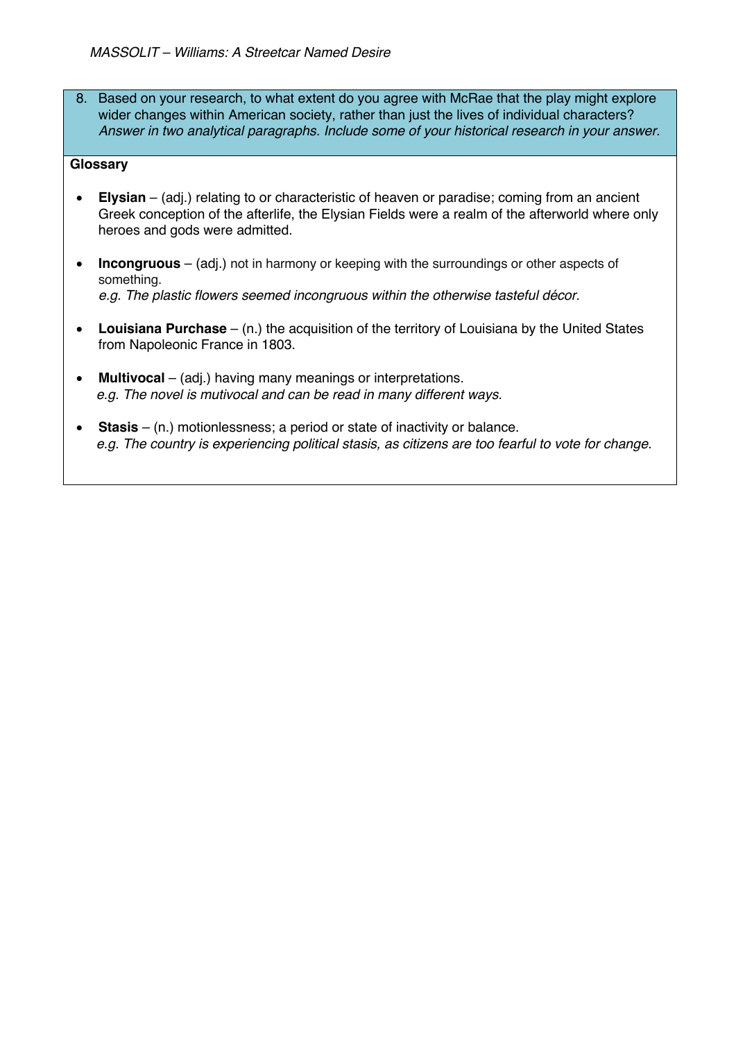8. Based on your research, to what extent do you agree with McRae that the play might explore wider changes within American society, rather than just the lives of individual characters? *Answer in two analytical paragraphs. Include some of your historical research in your answer.*

**Glossary**

- **Elysian** – (adj.) relating to or characteristic of heaven or paradise; coming from an ancient Greek conception of the afterlife, the Elysian Fields were a realm of the afterworld where only heroes and gods were admitted.
- **Incongruous** – (adj.) not in harmony or keeping with the surroundings or other aspects of something.
  *e.g. The plastic flowers seemed incongruous within the otherwise tasteful décor.*
- **Louisiana Purchase** – (n.) the acquisition of the territory of Louisiana by the United States from Napoleonic France in 1803.
- **Multivocal** – (adj.) having many meanings or interpretations.
  *e.g. The novel is mutivocal and can be read in many different ways.*
- **Stasis** – (n.) motionlessness; a period or state of inactivity or balance.
  *e.g. The country is experiencing political stasis, as citizens are too fearful to vote for change.*